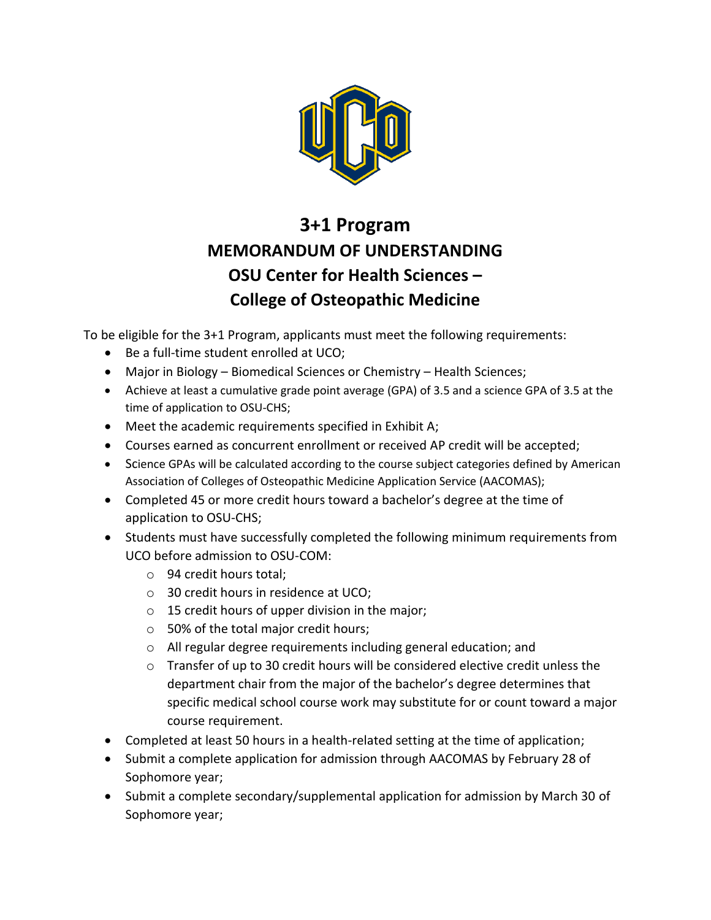# 3+1 Program
# MEMORANDUM OF UNDERSTANDING
# OSU Center for Health Sciences –
# College of Osteopathic Medicine

To be eligible for the 3+1 Program, applicants must meet the following requirements:

- Be a full-time student enrolled at UCO;
- Major in Biology – Biomedical Sciences or Chemistry – Health Sciences;
- Achieve at least a cumulative grade point average (GPA) of 3.5 and a science GPA of 3.5 at the time of application to OSU-CHS;
- Meet the academic requirements specified in Exhibit A;
- Courses earned as concurrent enrollment or received AP credit will be accepted;
- Science GPAs will be calculated according to the course subject categories defined by American Association of Colleges of Osteopathic Medicine Application Service (AACOMAS);
- Completed 45 or more credit hours toward a bachelor's degree at the time of application to OSU-CHS;
- Students must have successfully completed the following minimum requirements from UCO before admission to OSU-COM:
  - 94 credit hours total;
  - 30 credit hours in residence at UCO;
  - 15 credit hours of upper division in the major;
  - 50% of the total major credit hours;
  - All regular degree requirements including general education; and
  - Transfer of up to 30 credit hours will be considered elective credit unless the department chair from the major of the bachelor's degree determines that specific medical school course work may substitute for or count toward a major course requirement.
- Completed at least 50 hours in a health-related setting at the time of application;
- Submit a complete application for admission through AACOMAS by February 28 of Sophomore year;
- Submit a complete secondary/supplemental application for admission by March 30 of Sophomore year;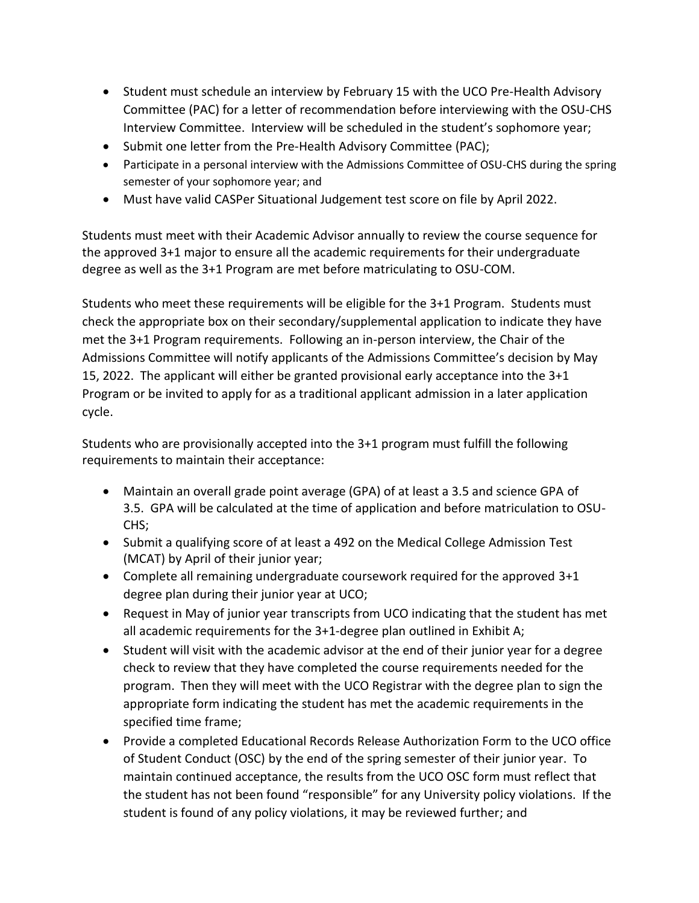- Student must schedule an interview by February 15 with the UCO Pre-Health Advisory Committee (PAC) for a letter of recommendation before interviewing with the OSU-CHS Interview Committee. Interview will be scheduled in the student's sophomore year;
- Submit one letter from the Pre-Health Advisory Committee (PAC);
- Participate in a personal interview with the Admissions Committee of OSU-CHS during the spring semester of your sophomore year; and
- Must have valid CASPer Situational Judgement test score on file by April 2022.

Students must meet with their Academic Advisor annually to review the course sequence for the approved 3+1 major to ensure all the academic requirements for their undergraduate degree as well as the 3+1 Program are met before matriculating to OSU-COM.

Students who meet these requirements will be eligible for the 3+1 Program. Students must check the appropriate box on their secondary/supplemental application to indicate they have met the 3+1 Program requirements. Following an in-person interview, the Chair of the Admissions Committee will notify applicants of the Admissions Committee's decision by May 15, 2022. The applicant will either be granted provisional early acceptance into the 3+1 Program or be invited to apply for as a traditional applicant admission in a later application cycle.

Students who are provisionally accepted into the 3+1 program must fulfill the following requirements to maintain their acceptance:

- Maintain an overall grade point average (GPA) of at least a 3.5 and science GPA of 3.5. GPA will be calculated at the time of application and before matriculation to OSU-CHS;
- Submit a qualifying score of at least a 492 on the Medical College Admission Test (MCAT) by April of their junior year;
- Complete all remaining undergraduate coursework required for the approved 3+1 degree plan during their junior year at UCO;
- Request in May of junior year transcripts from UCO indicating that the student has met all academic requirements for the 3+1-degree plan outlined in Exhibit A;
- Student will visit with the academic advisor at the end of their junior year for a degree check to review that they have completed the course requirements needed for the program. Then they will meet with the UCO Registrar with the degree plan to sign the appropriate form indicating the student has met the academic requirements in the specified time frame;
- Provide a completed Educational Records Release Authorization Form to the UCO office of Student Conduct (OSC) by the end of the spring semester of their junior year. To maintain continued acceptance, the results from the UCO OSC form must reflect that the student has not been found "responsible" for any University policy violations. If the student is found of any policy violations, it may be reviewed further; and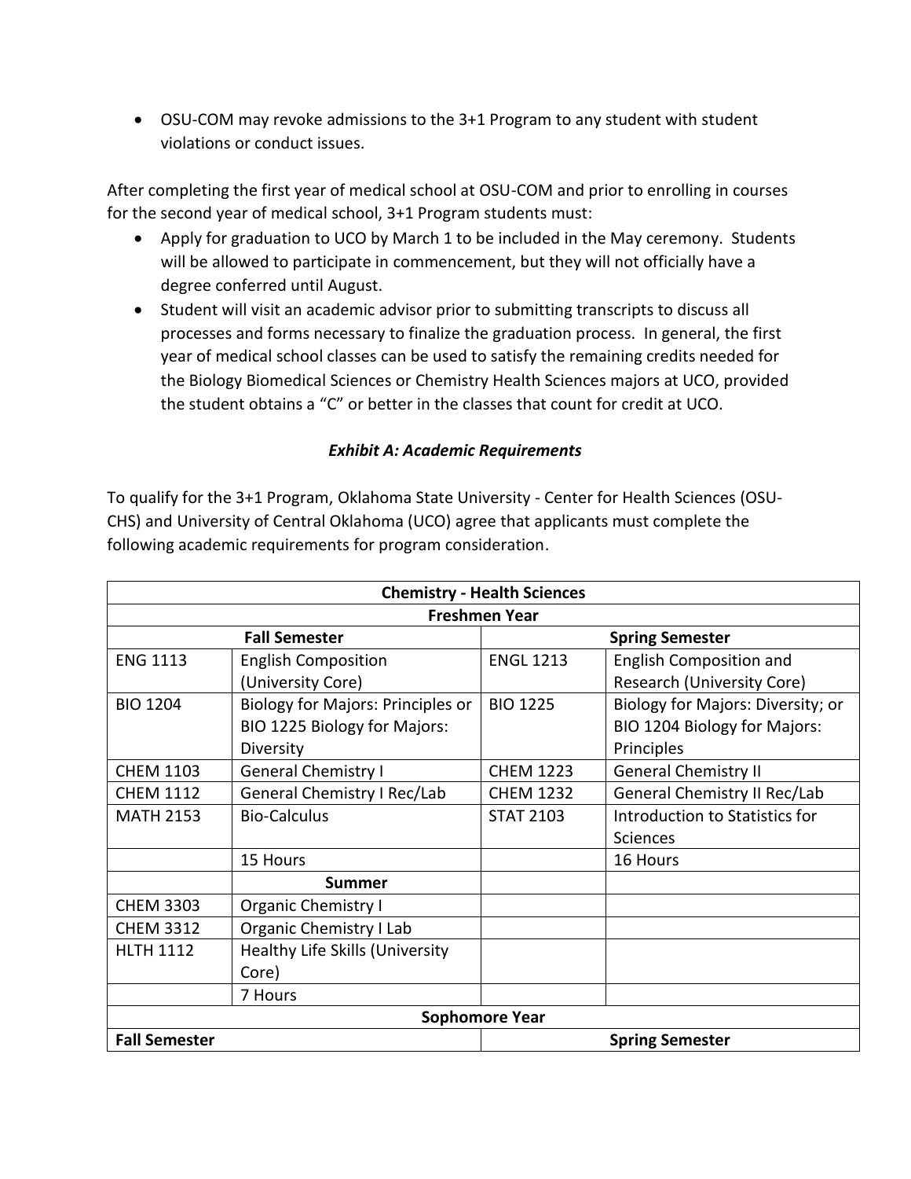- OSU-COM may revoke admissions to the 3+1 Program to any student with student violations or conduct issues.

After completing the first year of medical school at OSU-COM and prior to enrolling in courses for the second year of medical school, 3+1 Program students must:

- Apply for graduation to UCO by March 1 to be included in the May ceremony. Students will be allowed to participate in commencement, but they will not officially have a degree conferred until August.
- Student will visit an academic advisor prior to submitting transcripts to discuss all processes and forms necessary to finalize the graduation process. In general, the first year of medical school classes can be used to satisfy the remaining credits needed for the Biology Biomedical Sciences or Chemistry Health Sciences majors at UCO, provided the student obtains a "C" or better in the classes that count for credit at UCO.

### *Exhibit A: Academic Requirements*

To qualify for the 3+1 Program, Oklahoma State University - Center for Health Sciences (OSU-CHS) and University of Central Oklahoma (UCO) agree that applicants must complete the following academic requirements for program consideration.

| **Chemistry - Health Sciences** | | | |
|---|---|---|---|
| **Freshmen Year** | | | |
| **Fall Semester** | | **Spring Semester** | |
| ENG 1113 | English Composition (University Core) | ENGL 1213 | English Composition and Research (University Core) |
| BIO 1204 | Biology for Majors: Principles or BIO 1225 Biology for Majors: Diversity | BIO 1225 | Biology for Majors: Diversity; or BIO 1204 Biology for Majors: Principles |
| CHEM 1103 | General Chemistry I | CHEM 1223 | General Chemistry II |
| CHEM 1112 | General Chemistry I Rec/Lab | CHEM 1232 | General Chemistry II Rec/Lab |
| MATH 2153 | Bio-Calculus | STAT 2103 | Introduction to Statistics for Sciences |
| | 15 Hours | | 16 Hours |
| | **Summer** | | |
| CHEM 3303 | Organic Chemistry I | | |
| CHEM 3312 | Organic Chemistry I Lab | | |
| HLTH 1112 | Healthy Life Skills (University Core) | | |
| | 7 Hours | | |
| **Sophomore Year** | | | |
| **Fall Semester** | | **Spring Semester** | |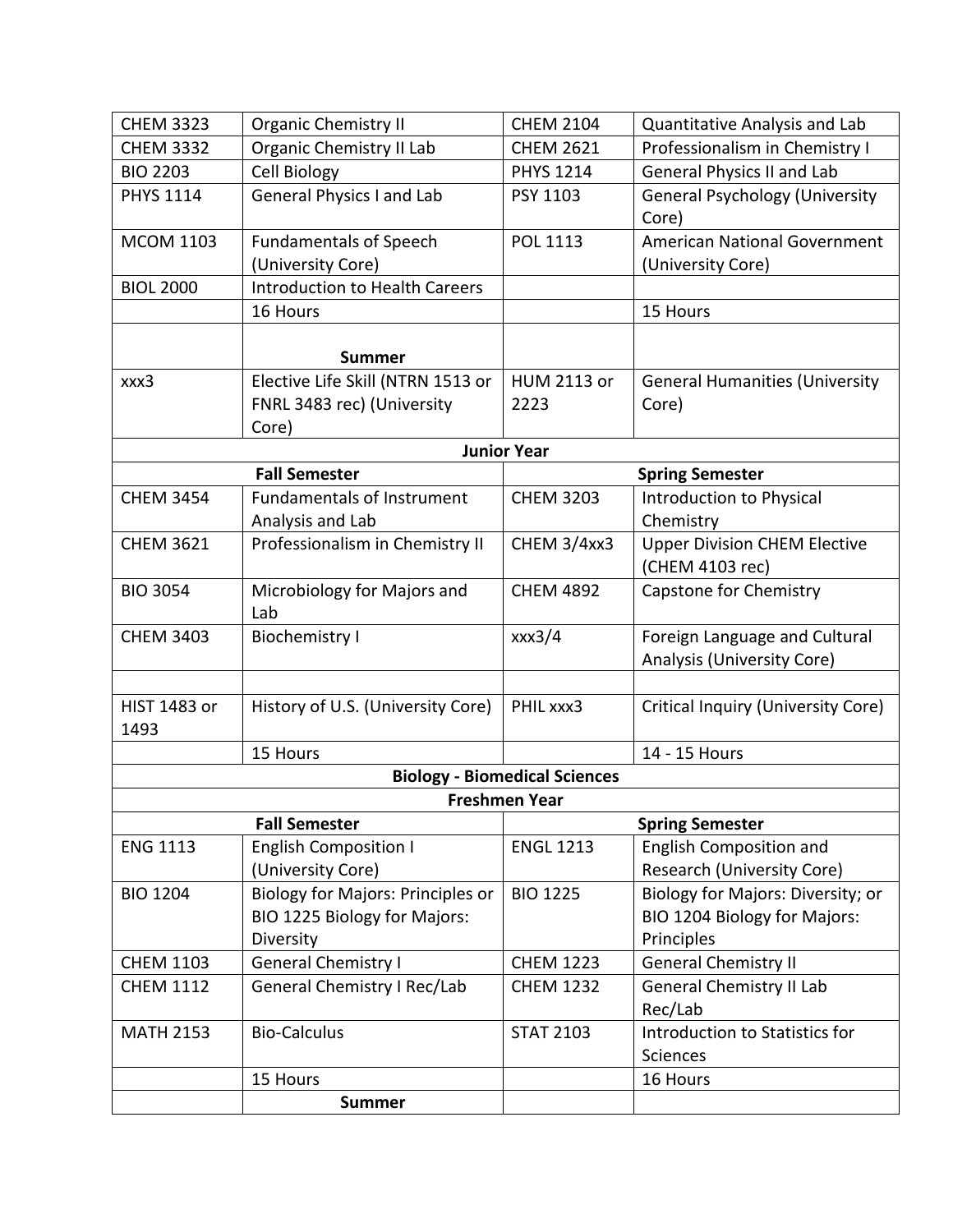| | | | |
|---|---|---|---|
| CHEM 3323 | Organic Chemistry II | CHEM 2104 | Quantitative Analysis and Lab |
| CHEM 3332 | Organic Chemistry II Lab | CHEM 2621 | Professionalism in Chemistry I |
| BIO 2203 | Cell Biology | PHYS 1214 | General Physics II and Lab |
| PHYS 1114 | General Physics I and Lab | PSY 1103 | General Psychology (University Core) |
| MCOM 1103 | Fundamentals of Speech (University Core) | POL 1113 | American National Government (University Core) |
| BIOL 2000 | Introduction to Health Careers | | |
| | 16 Hours | | 15 Hours |
| | **Summer** | | |
| xxx3 | Elective Life Skill (NTRN 1513 or FNRL 3483 rec) (University Core) | HUM 2113 or 2223 | General Humanities (University Core) |
| **Junior Year** | | | |
| **Fall Semester** | | **Spring Semester** | |
| CHEM 3454 | Fundamentals of Instrument Analysis and Lab | CHEM 3203 | Introduction to Physical Chemistry |
| CHEM 3621 | Professionalism in Chemistry II | CHEM 3/4xx3 | Upper Division CHEM Elective (CHEM 4103 rec) |
| BIO 3054 | Microbiology for Majors and Lab | CHEM 4892 | Capstone for Chemistry |
| CHEM 3403 | Biochemistry I | xxx3/4 | Foreign Language and Cultural Analysis (University Core) |
| | | | |
| HIST 1483 or 1493 | History of U.S. (University Core) | PHIL xxx3 | Critical Inquiry (University Core) |
| | 15 Hours | | 14 - 15 Hours |
| **Biology - Biomedical Sciences** | | | |
| **Freshmen Year** | | | |
| **Fall Semester** | | **Spring Semester** | |
| ENG 1113 | English Composition I (University Core) | ENGL 1213 | English Composition and Research (University Core) |
| BIO 1204 | Biology for Majors: Principles or BIO 1225 Biology for Majors: Diversity | BIO 1225 | Biology for Majors: Diversity; or BIO 1204 Biology for Majors: Principles |
| CHEM 1103 | General Chemistry I | CHEM 1223 | General Chemistry II |
| CHEM 1112 | General Chemistry I Rec/Lab | CHEM 1232 | General Chemistry II Lab Rec/Lab |
| MATH 2153 | Bio-Calculus | STAT 2103 | Introduction to Statistics for Sciences |
| | 15 Hours | | 16 Hours |
| | **Summer** | | |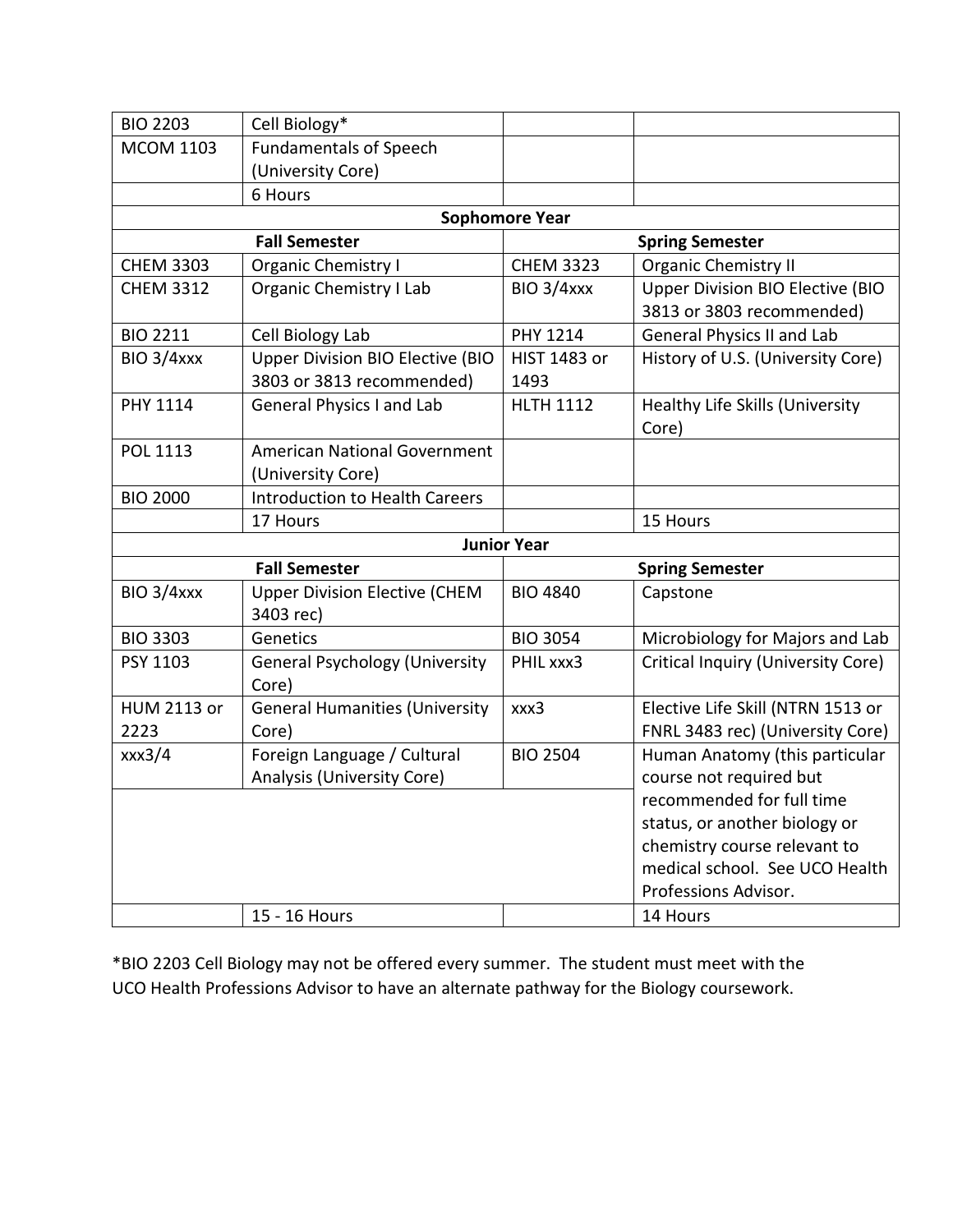| | | | |
|---|---|---|---|
| BIO 2203 | Cell Biology* | | |
| MCOM 1103 | Fundamentals of Speech (University Core) | | |
| | 6 Hours | | |
| **Sophomore Year** | | | |
| **Fall Semester** | | **Spring Semester** | |
| CHEM 3303 | Organic Chemistry I | CHEM 3323 | Organic Chemistry II |
| CHEM 3312 | Organic Chemistry I Lab | BIO 3/4xxx | Upper Division BIO Elective (BIO 3813 or 3803 recommended) |
| BIO 2211 | Cell Biology Lab | PHY 1214 | General Physics II and Lab |
| BIO 3/4xxx | Upper Division BIO Elective (BIO 3803 or 3813 recommended) | HIST 1483 or 1493 | History of U.S. (University Core) |
| PHY 1114 | General Physics I and Lab | HLTH 1112 | Healthy Life Skills (University Core) |
| POL 1113 | American National Government (University Core) | | |
| BIO 2000 | Introduction to Health Careers | | |
| | 17 Hours | | 15 Hours |
| **Junior Year** | | | |
| **Fall Semester** | | **Spring Semester** | |
| BIO 3/4xxx | Upper Division Elective (CHEM 3403 rec) | BIO 4840 | Capstone |
| BIO 3303 | Genetics | BIO 3054 | Microbiology for Majors and Lab |
| PSY 1103 | General Psychology (University Core) | PHIL xxx3 | Critical Inquiry (University Core) |
| HUM 2113 or 2223 | General Humanities (University Core) | xxx3 | Elective Life Skill (NTRN 1513 or FNRL 3483 rec) (University Core) |
| xxx3/4 | Foreign Language / Cultural Analysis (University Core) | BIO 2504 | Human Anatomy (this particular course not required but recommended for full time status, or another biology or chemistry course relevant to medical school. See UCO Health Professions Advisor. |
| | 15 - 16 Hours | | 14 Hours |

*BIO 2203 Cell Biology may not be offered every summer. The student must meet with the UCO Health Professions Advisor to have an alternate pathway for the Biology coursework.